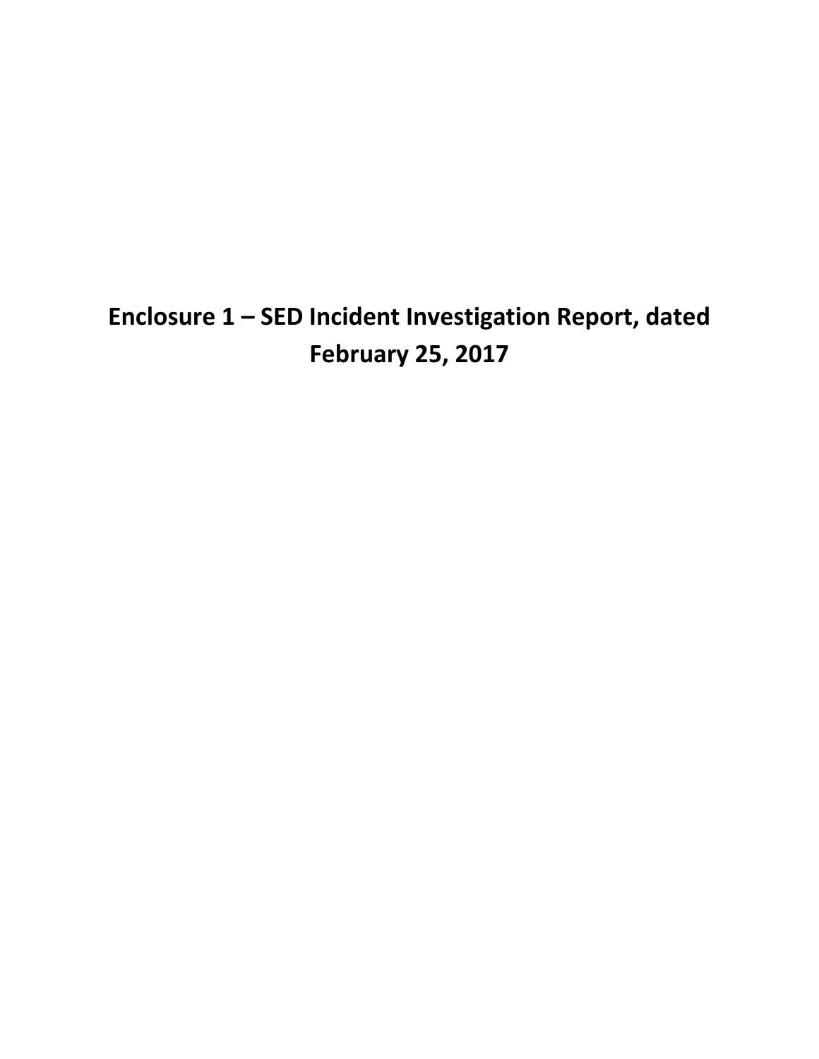# Enclosure 1 – SED Incident Investigation Report, dated February 25, 2017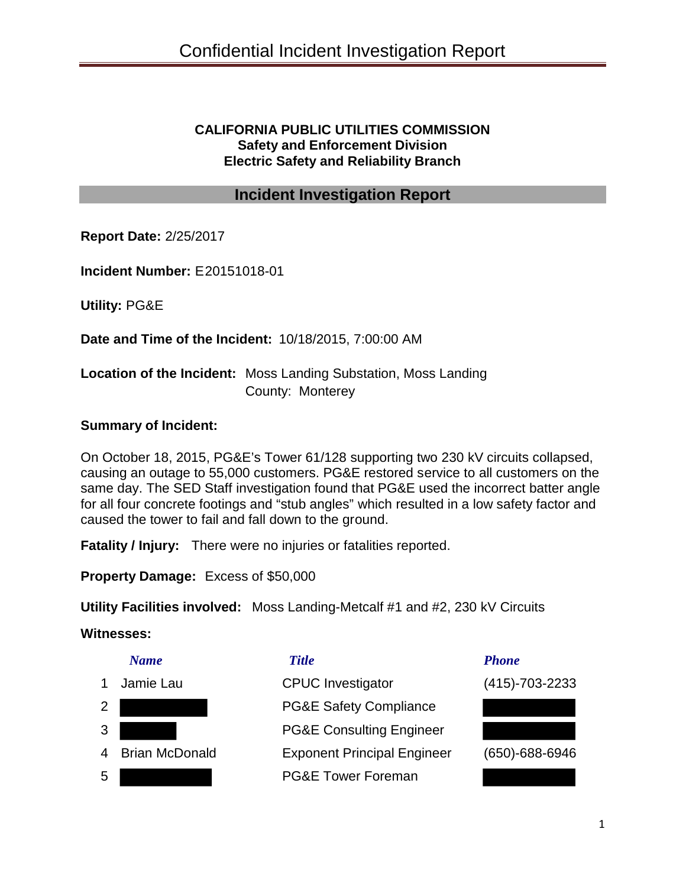# Confidential Incident Investigation Report

**CALIFORNIA PUBLIC UTILITIES COMMISSION**
**Safety and Enforcement Division**
**Electric Safety and Reliability Branch**

## Incident Investigation Report

**Report Date:** 2/25/2017

**Incident Number:** E20151018-01

**Utility:** PG&E

**Date and Time of the Incident:** 10/18/2015, 7:00:00 AM

**Location of the Incident:** Moss Landing Substation, Moss Landing
County: Monterey

**Summary of Incident:**

On October 18, 2015, PG&E's Tower 61/128 supporting two 230 kV circuits collapsed, causing an outage to 55,000 customers. PG&E restored service to all customers on the same day. The SED Staff investigation found that PG&E used the incorrect batter angle for all four concrete footings and "stub angles" which resulted in a low safety factor and caused the tower to fail and fall down to the ground.

**Fatality / Injury:** There were no injuries or fatalities reported.

**Property Damage:** Excess of $50,000

**Utility Facilities involved:** Moss Landing-Metcalf #1 and #2, 230 kV Circuits

**Witnesses:**

| | Name | Title | Phone |
|---|---|---|---|
| 1 | Jamie Lau | CPUC Investigator | (415)-703-2233 |
| 2 | [REDACTED] | PG&E Safety Compliance | [REDACTED] |
| 3 | [REDACTED] | PG&E Consulting Engineer | [REDACTED] |
| 4 | Brian McDonald | Exponent Principal Engineer | (650)-688-6946 |
| 5 | [REDACTED] | PG&E Tower Foreman | [REDACTED] |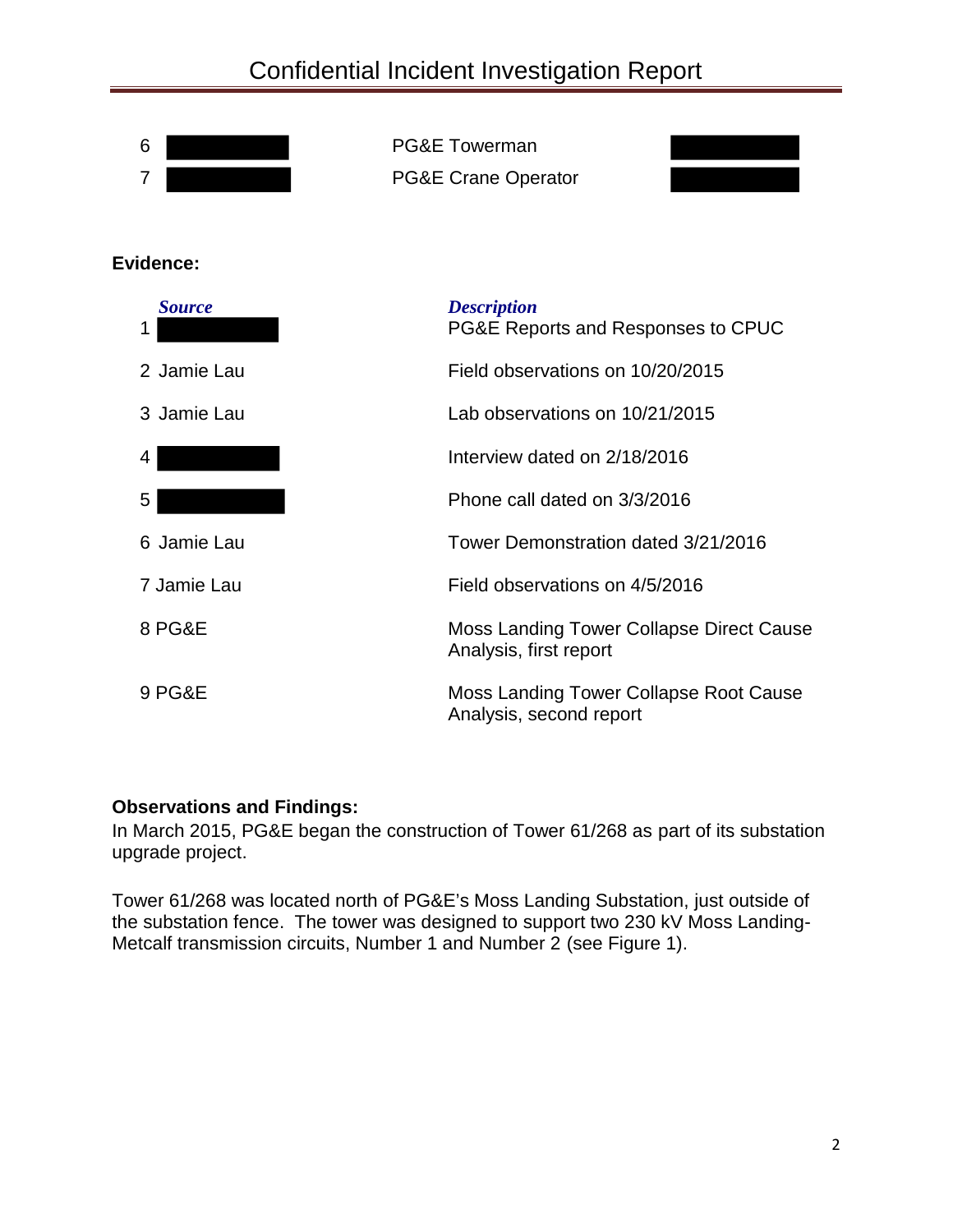| | | | |
|---|---|---|---|
| 6 | ██████ | PG&E Towerman | ██████ |
| 7 | ██████ | PG&E Crane Operator | ██████ |

**Evidence:**

| *Source* | *Description* |
|---|---|
| 1 ██████ | PG&E Reports and Responses to CPUC |
| 2 Jamie Lau | Field observations on 10/20/2015 |
| 3 Jamie Lau | Lab observations on 10/21/2015 |
| 4 ██████ | Interview dated on 2/18/2016 |
| 5 ██████ | Phone call dated on 3/3/2016 |
| 6 Jamie Lau | Tower Demonstration dated 3/21/2016 |
| 7 Jamie Lau | Field observations on 4/5/2016 |
| 8 PG&E | Moss Landing Tower Collapse Direct Cause Analysis, first report |
| 9 PG&E | Moss Landing Tower Collapse Root Cause Analysis, second report |

**Observations and Findings:**

In March 2015, PG&E began the construction of Tower 61/268 as part of its substation upgrade project.

Tower 61/268 was located north of PG&E's Moss Landing Substation, just outside of the substation fence. The tower was designed to support two 230 kV Moss Landing-Metcalf transmission circuits, Number 1 and Number 2 (see Figure 1).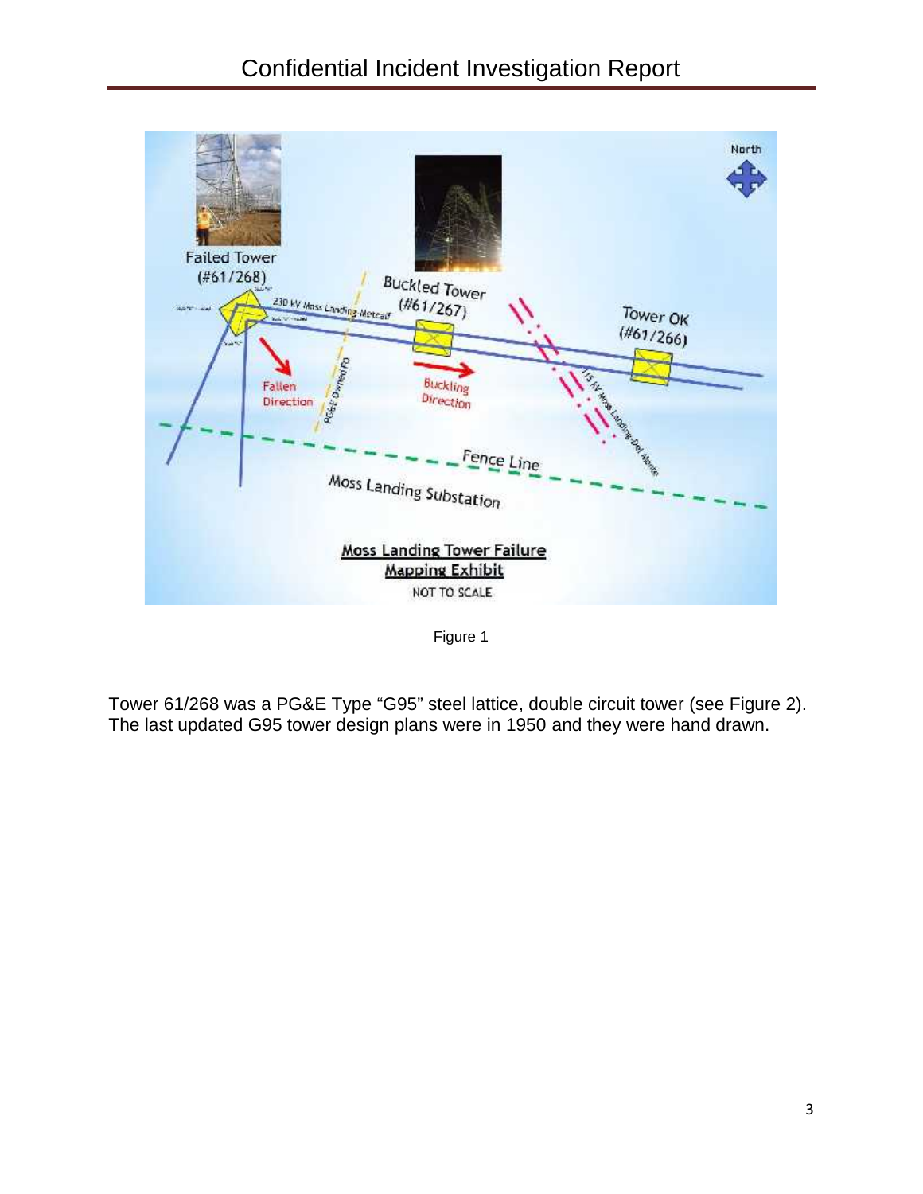Figure 1

Tower 61/268 was a PG&E Type "G95" steel lattice, double circuit tower (see Figure 2). The last updated G95 tower design plans were in 1950 and they were hand drawn.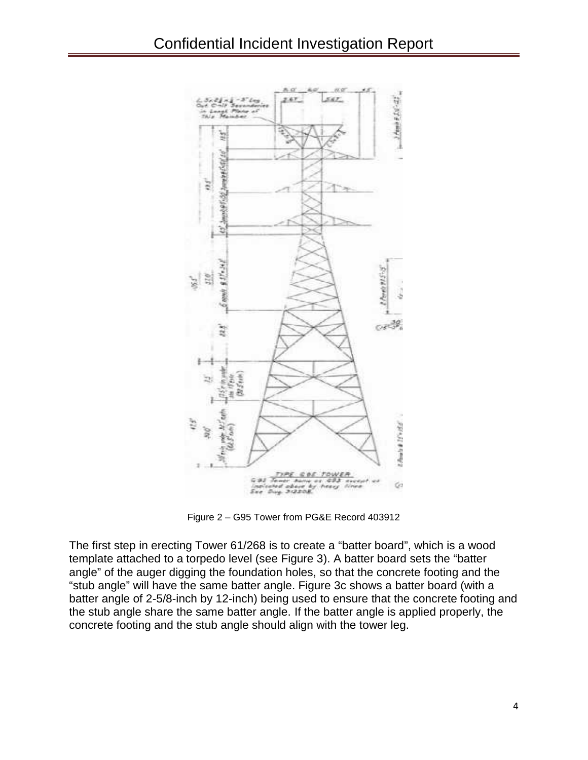Figure 2 – G95 Tower from PG&E Record 403912

The first step in erecting Tower 61/268 is to create a "batter board", which is a wood template attached to a torpedo level (see Figure 3). A batter board sets the "batter angle" of the auger digging the foundation holes, so that the concrete footing and the "stub angle" will have the same batter angle. Figure 3c shows a batter board (with a batter angle of 2-5/8-inch by 12-inch) being used to ensure that the concrete footing and the stub angle share the same batter angle. If the batter angle is applied properly, the concrete footing and the stub angle should align with the tower leg.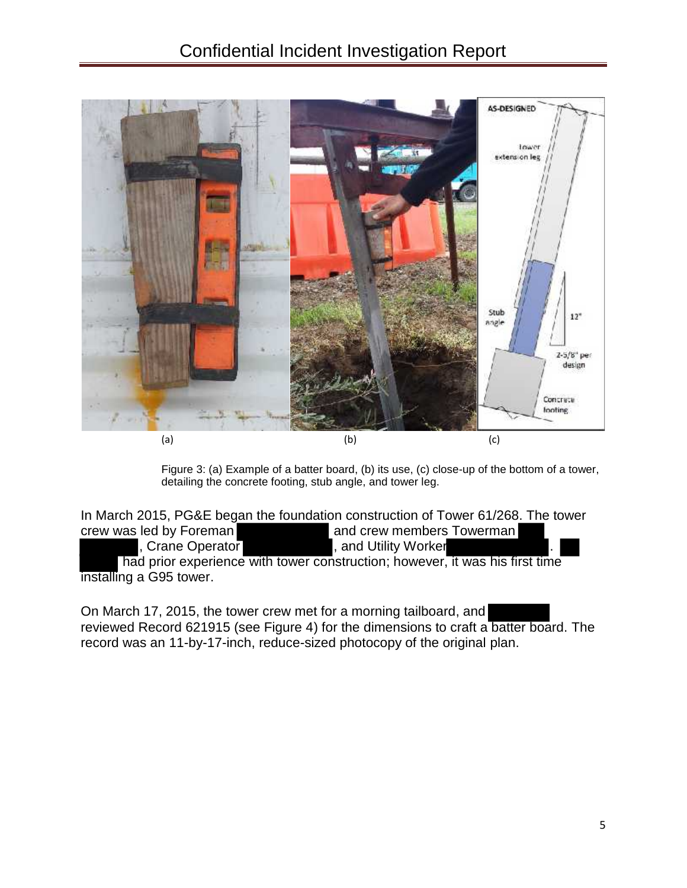(a) (b) (c)

Figure 3: (a) Example of a batter board, (b) its use, (c) close-up of the bottom of a tower, detailing the concrete footing, stub angle, and tower leg.

In March 2015, PG&E began the foundation construction of Tower 61/268. The tower crew was led by Foreman ██████████ and crew members Towerman ████████████, Crane Operator ████████████, and Utility Worker ████████████. ████████ had prior experience with tower construction; however, it was his first time installing a G95 tower.

On March 17, 2015, the tower crew met for a morning tailboard, and ████████ reviewed Record 621915 (see Figure 4) for the dimensions to craft a batter board. The record was an 11-by-17-inch, reduce-sized photocopy of the original plan.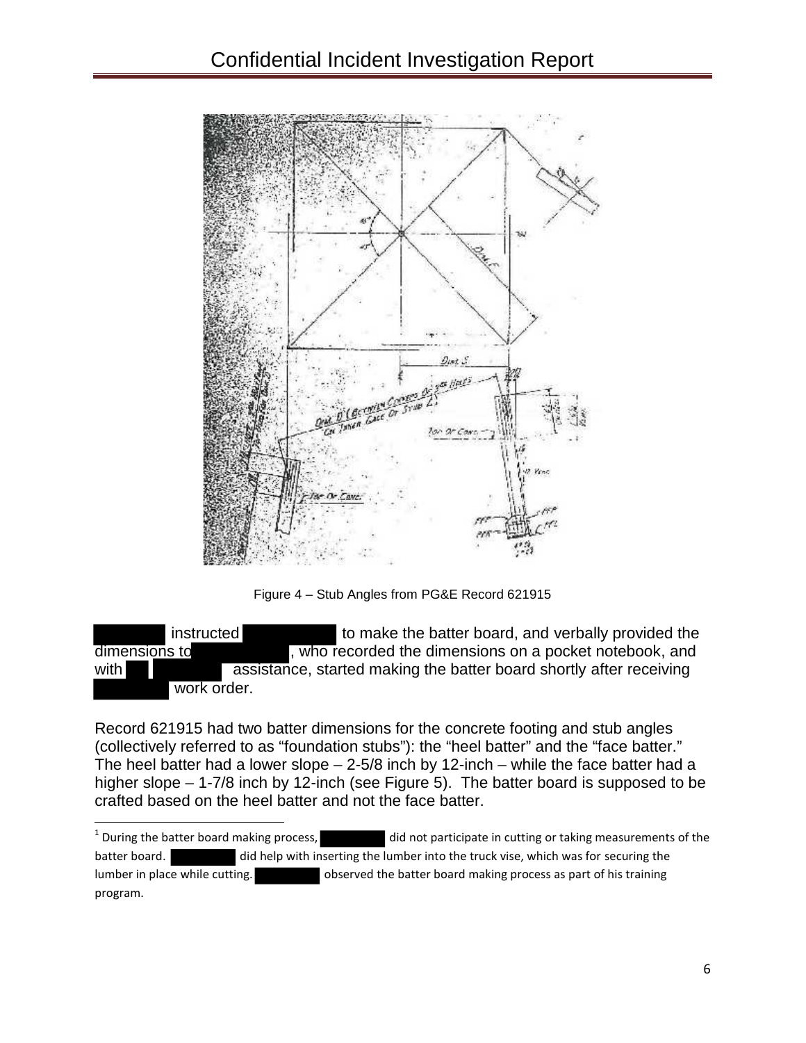Figure 4 – Stub Angles from PG&E Record 621915

instructed to make the batter board, and verbally provided the dimensions to , who recorded the dimensions on a pocket notebook, and with assistance, started making the batter board shortly after receiving work order.

Record 621915 had two batter dimensions for the concrete footing and stub angles (collectively referred to as "foundation stubs"): the "heel batter" and the "face batter." The heel batter had a lower slope – 2-5/8 inch by 12-inch – while the face batter had a higher slope – 1-7/8 inch by 12-inch (see Figure 5). The batter board is supposed to be crafted based on the heel batter and not the face batter.

[1] During the batter board making process, did not participate in cutting or taking measurements of the batter board. did help with inserting the lumber into the truck vise, which was for securing the lumber in place while cutting. observed the batter board making process as part of his training program.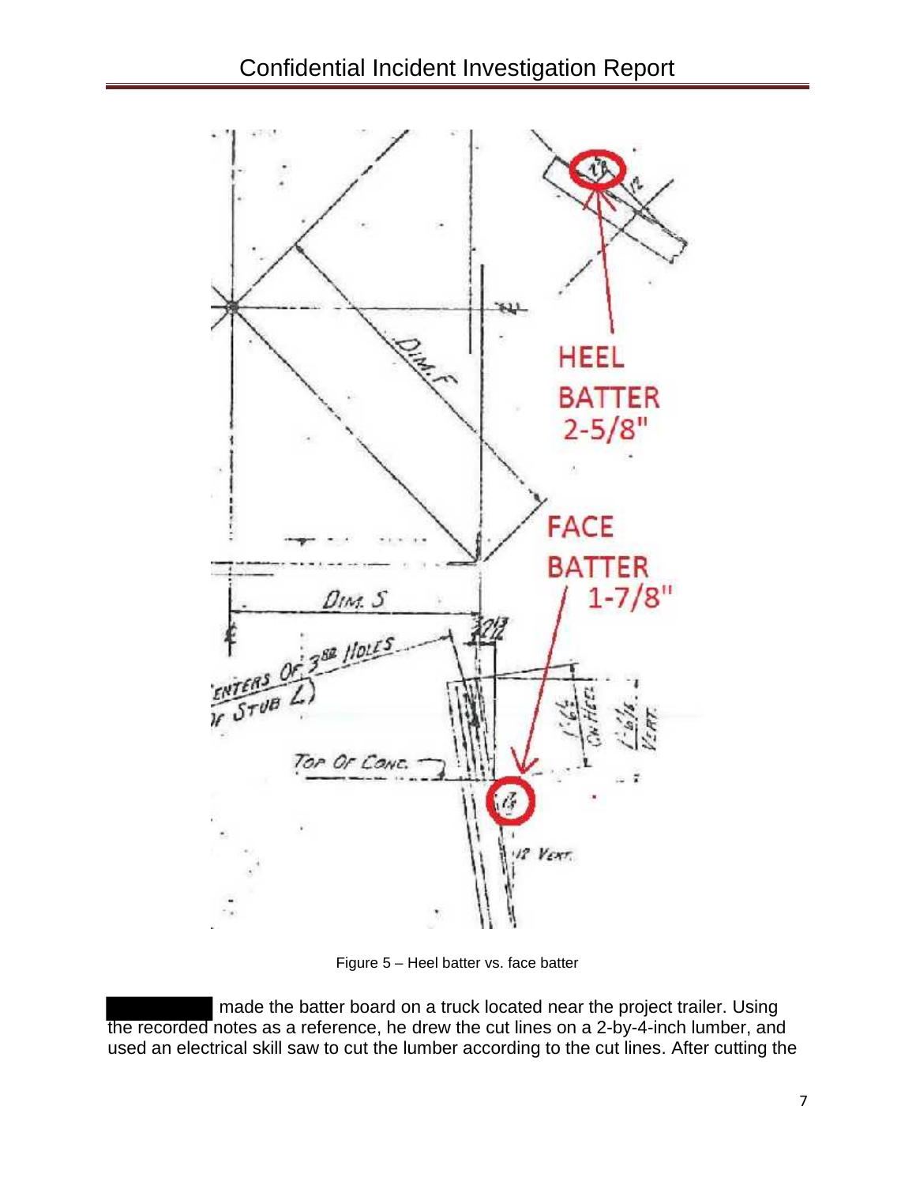Figure 5 – Heel batter vs. face batter

██████████ made the batter board on a truck located near the project trailer. Using the recorded notes as a reference, he drew the cut lines on a 2-by-4-inch lumber, and used an electrical skill saw to cut the lumber according to the cut lines. After cutting the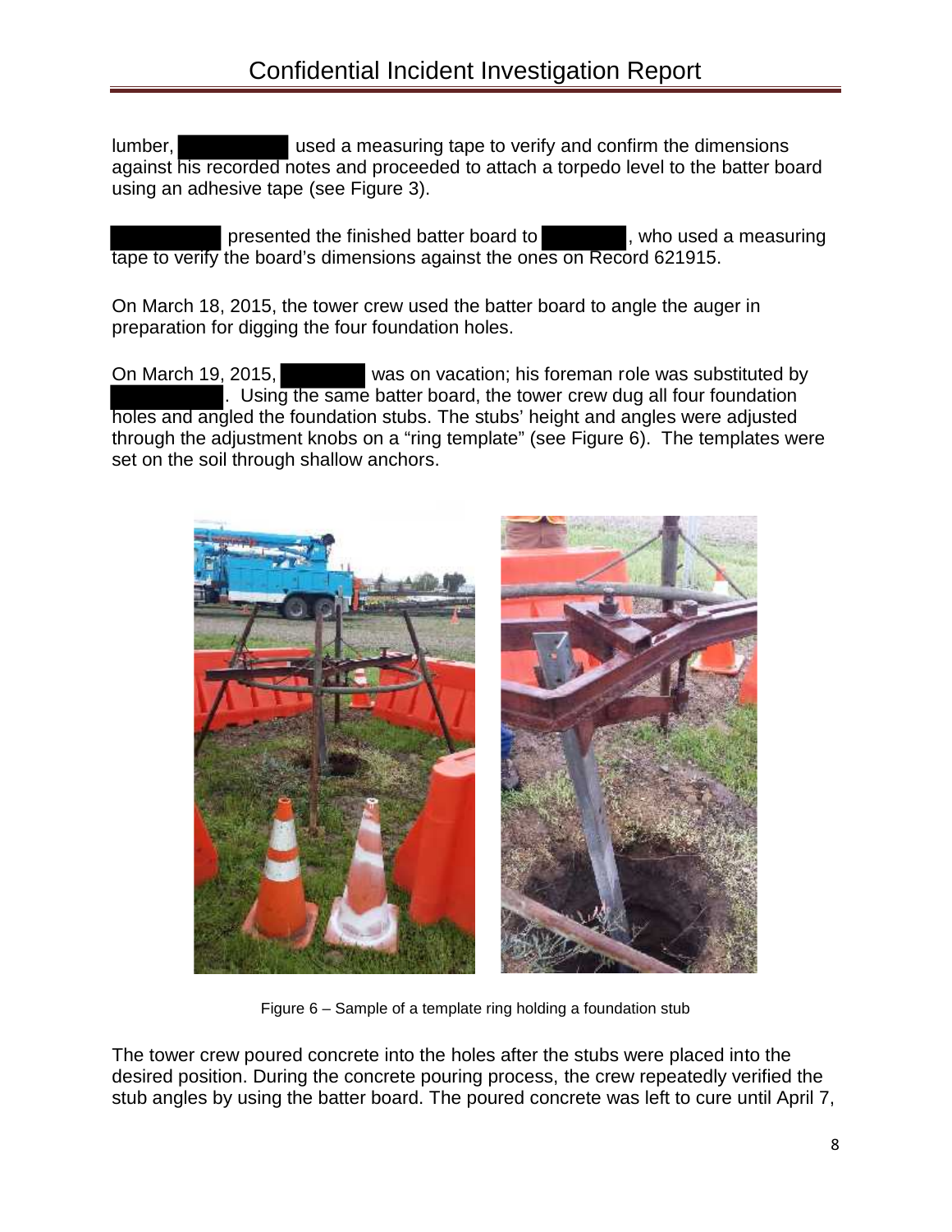lumber, ████████ used a measuring tape to verify and confirm the dimensions against his recorded notes and proceeded to attach a torpedo level to the batter board using an adhesive tape (see Figure 3).

████████ presented the finished batter board to ██████, who used a measuring tape to verify the board's dimensions against the ones on Record 621915.

On March 18, 2015, the tower crew used the batter board to angle the auger in preparation for digging the four foundation holes.

On March 19, 2015, ██████ was on vacation; his foreman role was substituted by ████████. Using the same batter board, the tower crew dug all four foundation holes and angled the foundation stubs. The stubs' height and angles were adjusted through the adjustment knobs on a "ring template" (see Figure 6). The templates were set on the soil through shallow anchors.

Figure 6 – Sample of a template ring holding a foundation stub

The tower crew poured concrete into the holes after the stubs were placed into the desired position. During the concrete pouring process, the crew repeatedly verified the stub angles by using the batter board. The poured concrete was left to cure until April 7,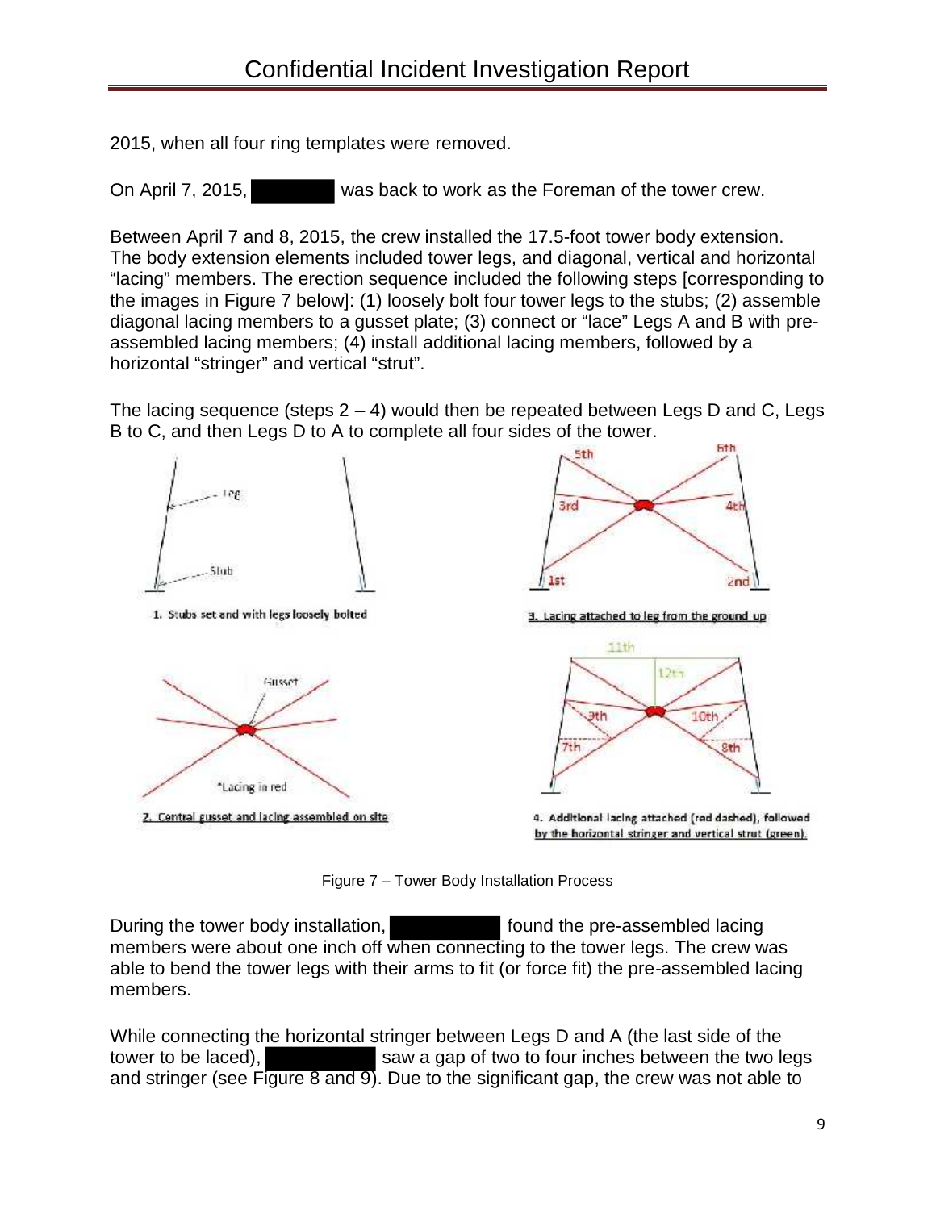2015, when all four ring templates were removed.

On April 7, 2015, ████████ was back to work as the Foreman of the tower crew.

Between April 7 and 8, 2015, the crew installed the 17.5-foot tower body extension. The body extension elements included tower legs, and diagonal, vertical and horizontal "lacing" members. The erection sequence included the following steps [corresponding to the images in Figure 7 below]: (1) loosely bolt four tower legs to the stubs; (2) assemble diagonal lacing members to a gusset plate; (3) connect or "lace" Legs A and B with pre-assembled lacing members; (4) install additional lacing members, followed by a horizontal "stringer" and vertical "strut".

The lacing sequence (steps 2 – 4) would then be repeated between Legs D and C, Legs B to C, and then Legs D to A to complete all four sides of the tower.

1. Stubs set and with legs loosely bolted

2. Central gusset and lacing assembled on site

3. Lacing attached to leg from the ground up

4. Additional lacing attached (red dashed), followed by the horizontal stringer and vertical strut (green).

Figure 7 – Tower Body Installation Process

During the tower body installation, ██████████ found the pre-assembled lacing members were about one inch off when connecting to the tower legs. The crew was able to bend the tower legs with their arms to fit (or force fit) the pre-assembled lacing members.

While connecting the horizontal stringer between Legs D and A (the last side of the tower to be laced), ██████████ saw a gap of two to four inches between the two legs and stringer (see Figure 8 and 9). Due to the significant gap, the crew was not able to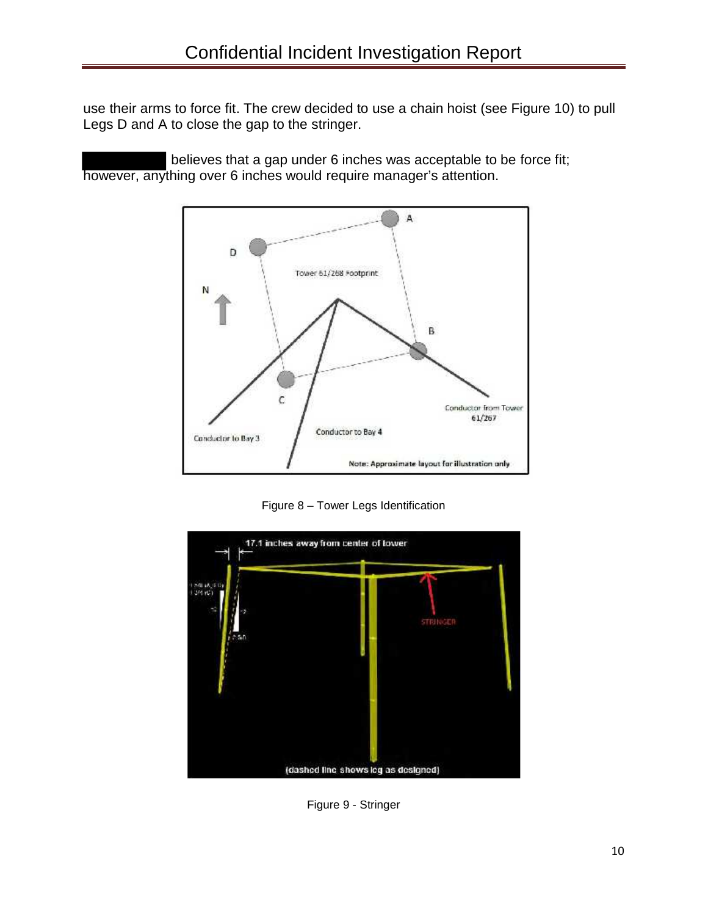use their arms to force fit. The crew decided to use a chain hoist (see Figure 10) to pull Legs D and A to close the gap to the stringer.

██████████ believes that a gap under 6 inches was acceptable to be force fit; however, anything over 6 inches would require manager's attention.

Figure 8 – Tower Legs Identification

Figure 9 - Stringer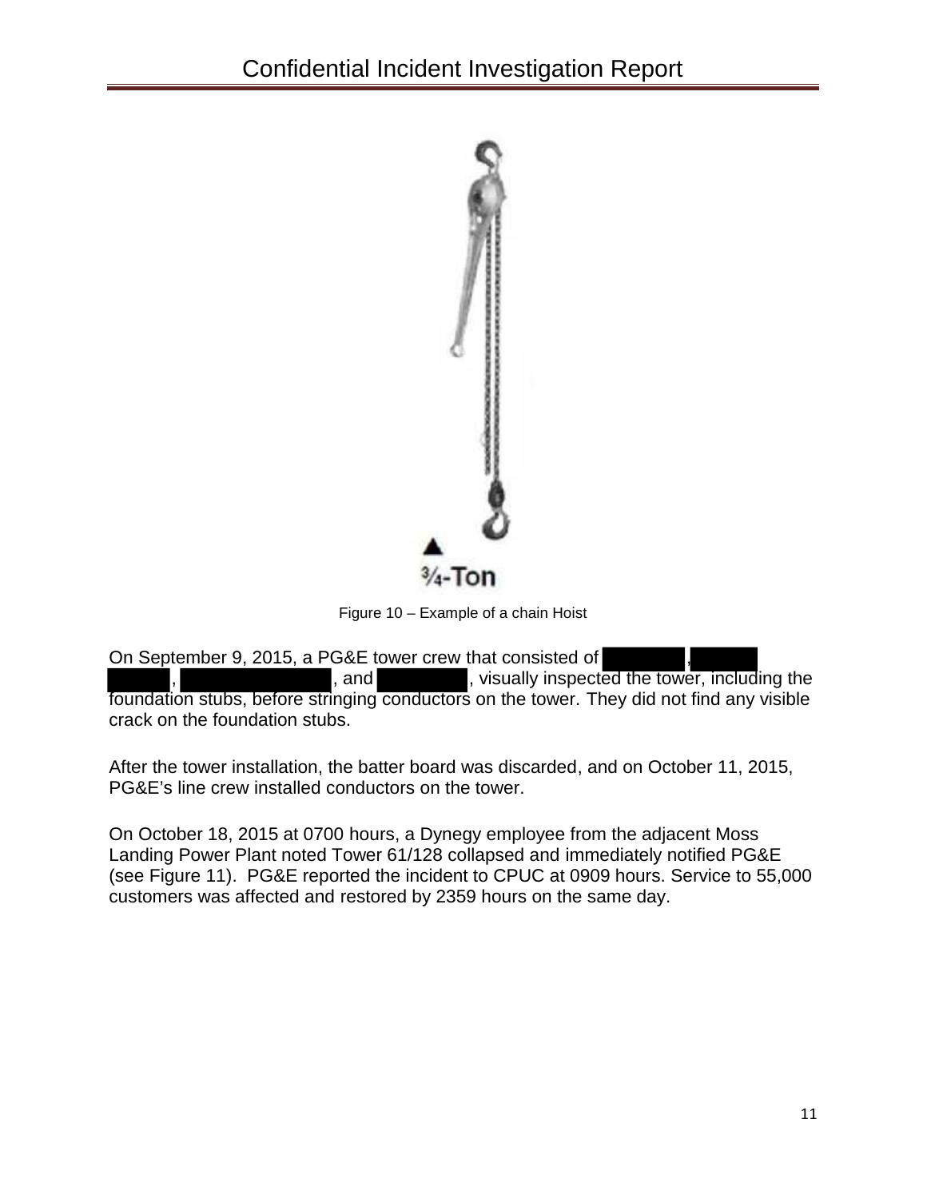¾-Ton

Figure 10 – Example of a chain Hoist

On September 9, 2015, a PG&E tower crew that consisted of , , , and , visually inspected the tower, including the foundation stubs, before stringing conductors on the tower. They did not find any visible crack on the foundation stubs.

After the tower installation, the batter board was discarded, and on October 11, 2015, PG&E's line crew installed conductors on the tower.

On October 18, 2015 at 0700 hours, a Dynegy employee from the adjacent Moss Landing Power Plant noted Tower 61/128 collapsed and immediately notified PG&E (see Figure 11). PG&E reported the incident to CPUC at 0909 hours. Service to 55,000 customers was affected and restored by 2359 hours on the same day.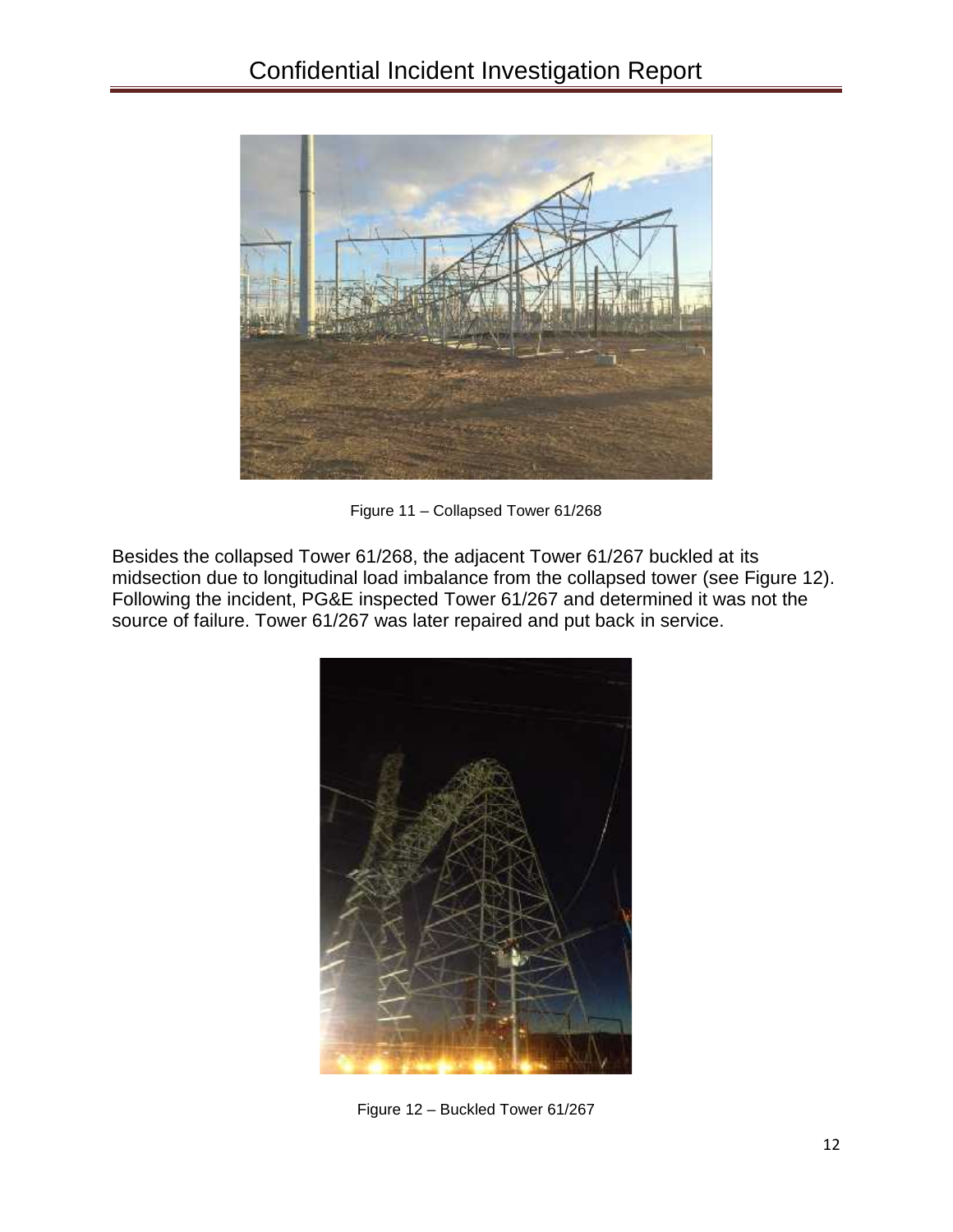Figure 11 – Collapsed Tower 61/268

Besides the collapsed Tower 61/268, the adjacent Tower 61/267 buckled at its midsection due to longitudinal load imbalance from the collapsed tower (see Figure 12). Following the incident, PG&E inspected Tower 61/267 and determined it was not the source of failure. Tower 61/267 was later repaired and put back in service.

Figure 12 – Buckled Tower 61/267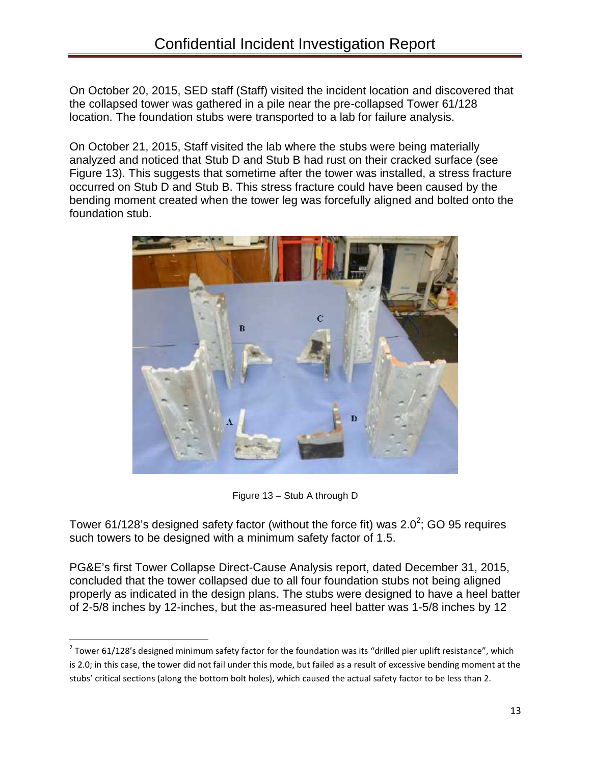On October 20, 2015, SED staff (Staff) visited the incident location and discovered that the collapsed tower was gathered in a pile near the pre-collapsed Tower 61/128 location. The foundation stubs were transported to a lab for failure analysis.

On October 21, 2015, Staff visited the lab where the stubs were being materially analyzed and noticed that Stub D and Stub B had rust on their cracked surface (see Figure 13). This suggests that sometime after the tower was installed, a stress fracture occurred on Stub D and Stub B. This stress fracture could have been caused by the bending moment created when the tower leg was forcefully aligned and bolted onto the foundation stub.

Figure 13 – Stub A through D

Tower 61/128's designed safety factor (without the force fit) was 2.0[2]; GO 95 requires such towers to be designed with a minimum safety factor of 1.5.

PG&E's first Tower Collapse Direct-Cause Analysis report, dated December 31, 2015, concluded that the tower collapsed due to all four foundation stubs not being aligned properly as indicated in the design plans. The stubs were designed to have a heel batter of 2-5/8 inches by 12-inches, but the as-measured heel batter was 1-5/8 inches by 12

---

[2] Tower 61/128's designed minimum safety factor for the foundation was its "drilled pier uplift resistance", which is 2.0; in this case, the tower did not fail under this mode, but failed as a result of excessive bending moment at the stubs' critical sections (along the bottom bolt holes), which caused the actual safety factor to be less than 2.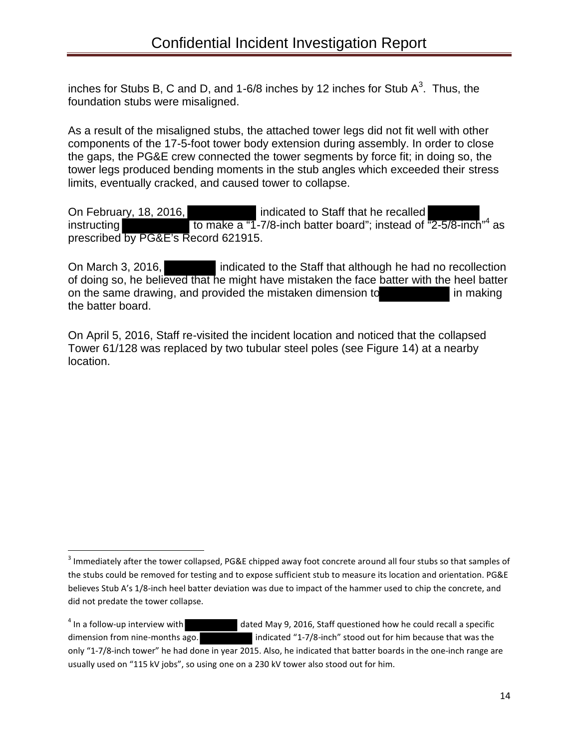inches for Stubs B, C and D, and 1-6/8 inches by 12 inches for Stub A[3]. Thus, the foundation stubs were misaligned.

As a result of the misaligned stubs, the attached tower legs did not fit well with other components of the 17-5-foot tower body extension during assembly. In order to close the gaps, the PG&E crew connected the tower segments by force fit; in doing so, the tower legs produced bending moments in the stub angles which exceeded their stress limits, eventually cracked, and caused tower to collapse.

On February, 18, 2016, ██████████ indicated to Staff that he recalled ████████ instructing ██████████ to make a "1-7/8-inch batter board"; instead of "2-5/8-inch"[4] as prescribed by PG&E's Record 621915.

On March 3, 2016, ████████ indicated to the Staff that although he had no recollection of doing so, he believed that he might have mistaken the face batter with the heel batter on the same drawing, and provided the mistaken dimension to ██████████ in making the batter board.

On April 5, 2016, Staff re-visited the incident location and noticed that the collapsed Tower 61/128 was replaced by two tubular steel poles (see Figure 14) at a nearby location.

---

[3] Immediately after the tower collapsed, PG&E chipped away foot concrete around all four stubs so that samples of the stubs could be removed for testing and to expose sufficient stub to measure its location and orientation. PG&E believes Stub A's 1/8-inch heel batter deviation was due to impact of the hammer used to chip the concrete, and did not predate the tower collapse.

[4] In a follow-up interview with ██████████ dated May 9, 2016, Staff questioned how he could recall a specific dimension from nine-months ago. ██████████ indicated "1-7/8-inch" stood out for him because that was the only "1-7/8-inch tower" he had done in year 2015. Also, he indicated that batter boards in the one-inch range are usually used on "115 kV jobs", so using one on a 230 kV tower also stood out for him.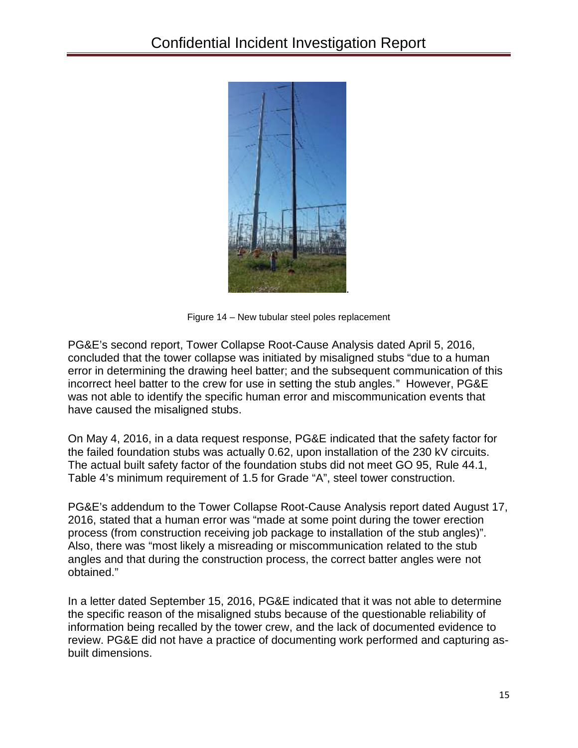Figure 14 – New tubular steel poles replacement

PG&E's second report, Tower Collapse Root-Cause Analysis dated April 5, 2016, concluded that the tower collapse was initiated by misaligned stubs "due to a human error in determining the drawing heel batter; and the subsequent communication of this incorrect heel batter to the crew for use in setting the stub angles." However, PG&E was not able to identify the specific human error and miscommunication events that have caused the misaligned stubs.

On May 4, 2016, in a data request response, PG&E indicated that the safety factor for the failed foundation stubs was actually 0.62, upon installation of the 230 kV circuits. The actual built safety factor of the foundation stubs did not meet GO 95, Rule 44.1, Table 4's minimum requirement of 1.5 for Grade "A", steel tower construction.

PG&E's addendum to the Tower Collapse Root-Cause Analysis report dated August 17, 2016, stated that a human error was "made at some point during the tower erection process (from construction receiving job package to installation of the stub angles)". Also, there was "most likely a misreading or miscommunication related to the stub angles and that during the construction process, the correct batter angles were not obtained."

In a letter dated September 15, 2016, PG&E indicated that it was not able to determine the specific reason of the misaligned stubs because of the questionable reliability of information being recalled by the tower crew, and the lack of documented evidence to review. PG&E did not have a practice of documenting work performed and capturing as-built dimensions.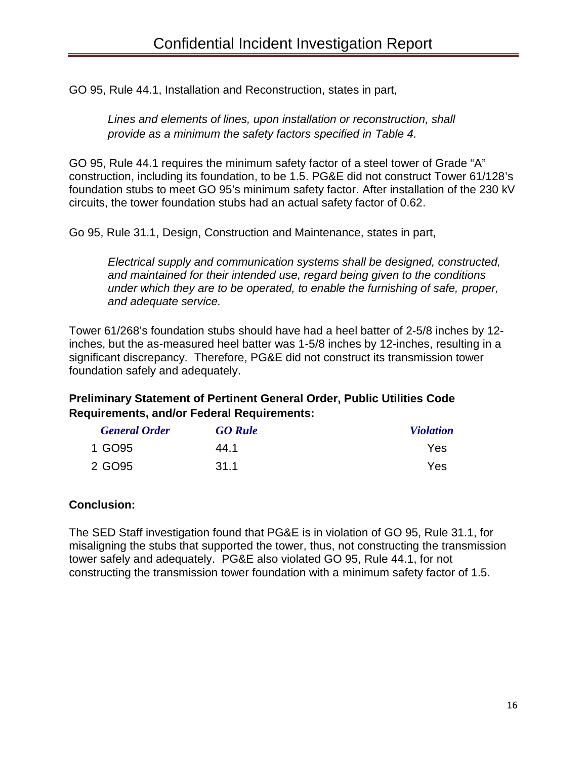GO 95, Rule 44.1, Installation and Reconstruction, states in part,

> *Lines and elements of lines, upon installation or reconstruction, shall provide as a minimum the safety factors specified in Table 4.*

GO 95, Rule 44.1 requires the minimum safety factor of a steel tower of Grade "A" construction, including its foundation, to be 1.5. PG&E did not construct Tower 61/128's foundation stubs to meet GO 95's minimum safety factor. After installation of the 230 kV circuits, the tower foundation stubs had an actual safety factor of 0.62.

Go 95, Rule 31.1, Design, Construction and Maintenance, states in part,

> *Electrical supply and communication systems shall be designed, constructed, and maintained for their intended use, regard being given to the conditions under which they are to be operated, to enable the furnishing of safe, proper, and adequate service.*

Tower 61/268's foundation stubs should have had a heel batter of 2-5/8 inches by 12-inches, but the as-measured heel batter was 1-5/8 inches by 12-inches, resulting in a significant discrepancy. Therefore, PG&E did not construct its transmission tower foundation safely and adequately.

**Preliminary Statement of Pertinent General Order, Public Utilities Code Requirements, and/or Federal Requirements:**

| | *General Order* | *GO Rule* | *Violation* |
|---|---|---|---|
| 1 | GO95 | 44.1 | Yes |
| 2 | GO95 | 31.1 | Yes |

**Conclusion:**

The SED Staff investigation found that PG&E is in violation of GO 95, Rule 31.1, for misaligning the stubs that supported the tower, thus, not constructing the transmission tower safely and adequately. PG&E also violated GO 95, Rule 44.1, for not constructing the transmission tower foundation with a minimum safety factor of 1.5.